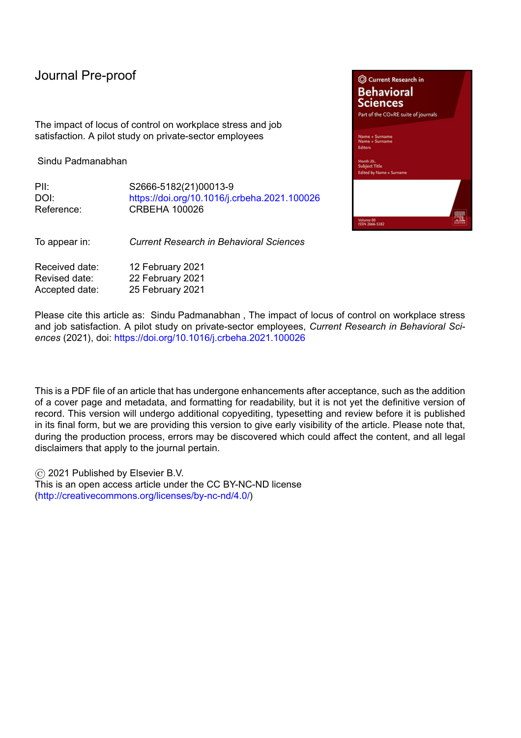Journal Pre-proof

The impact of locus of control on workplace stress and job satisfaction. A pilot study on private-sector employees

Sindu Padmanabhan

| | |
|---|---|
| PII: | S2666-5182(21)00013-9 |
| DOI: | https://doi.org/10.1016/j.crbeha.2021.100026 |
| Reference: | CRBEHA 100026 |

To appear in: *Current Research in Behavioral Sciences*

| | |
|---|---|
| Received date: | 12 February 2021 |
| Revised date: | 22 February 2021 |
| Accepted date: | 25 February 2021 |

Please cite this article as: Sindu Padmanabhan , The impact of locus of control on workplace stress and job satisfaction. A pilot study on private-sector employees, *Current Research in Behavioral Sciences* (2021), doi: https://doi.org/10.1016/j.crbeha.2021.100026

This is a PDF file of an article that has undergone enhancements after acceptance, such as the addition of a cover page and metadata, and formatting for readability, but it is not yet the definitive version of record. This version will undergo additional copyediting, typesetting and review before it is published in its final form, but we are providing this version to give early visibility of the article. Please note that, during the production process, errors may be discovered which could affect the content, and all legal disclaimers that apply to the journal pertain.

© 2021 Published by Elsevier B.V.
This is an open access article under the CC BY-NC-ND license
(http://creativecommons.org/licenses/by-nc-nd/4.0/)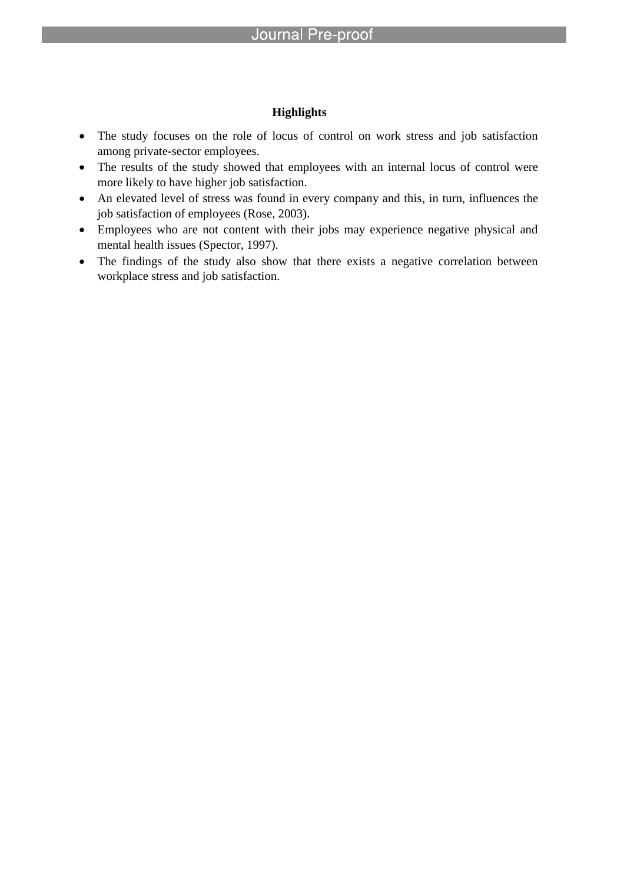**Highlights**

- The study focuses on the role of locus of control on work stress and job satisfaction among private-sector employees.
- The results of the study showed that employees with an internal locus of control were more likely to have higher job satisfaction.
- An elevated level of stress was found in every company and this, in turn, influences the job satisfaction of employees (Rose, 2003).
- Employees who are not content with their jobs may experience negative physical and mental health issues (Spector, 1997).
- The findings of the study also show that there exists a negative correlation between workplace stress and job satisfaction.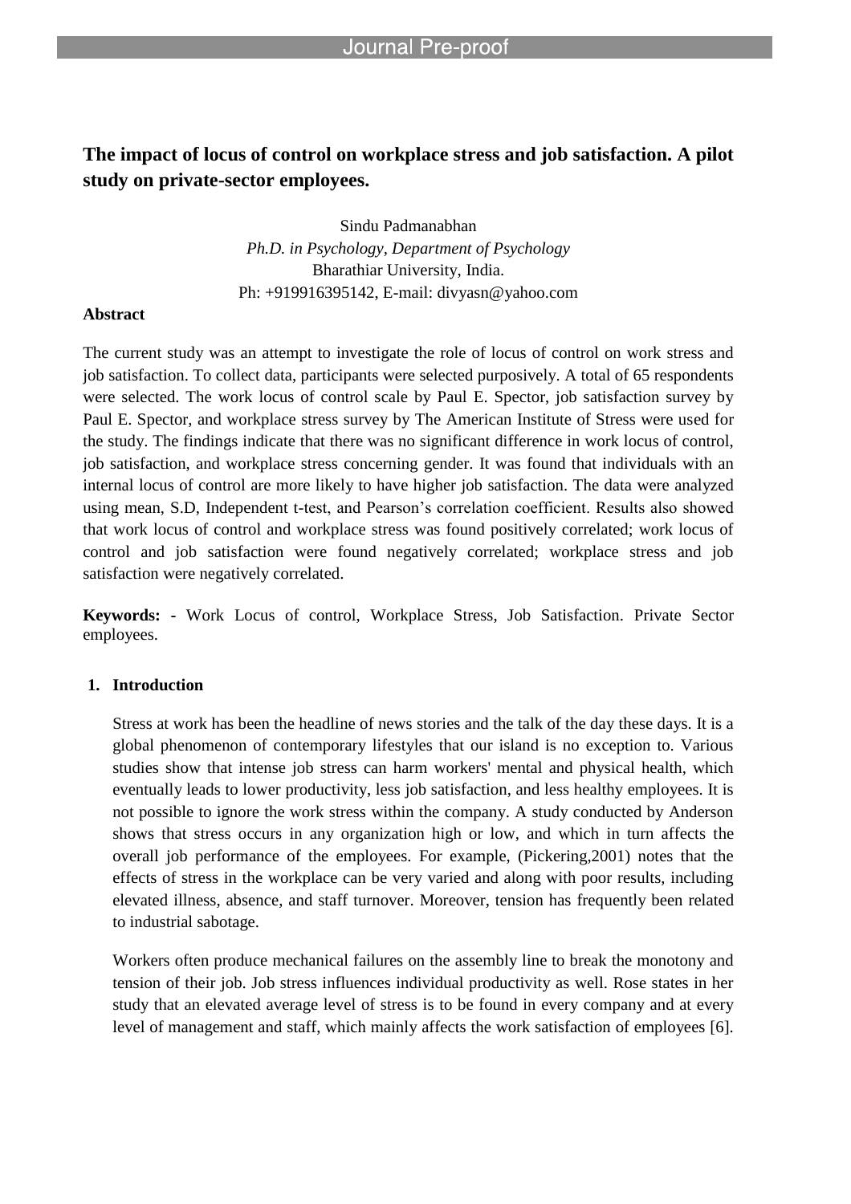# The impact of locus of control on workplace stress and job satisfaction. A pilot study on private-sector employees.

Sindu Padmanabhan
*Ph.D. in Psychology, Department of Psychology*
Bharathiar University, India.
Ph: +919916395142, E-mail: divyasn@yahoo.com

**Abstract**

The current study was an attempt to investigate the role of locus of control on work stress and job satisfaction. To collect data, participants were selected purposively. A total of 65 respondents were selected. The work locus of control scale by Paul E. Spector, job satisfaction survey by Paul E. Spector, and workplace stress survey by The American Institute of Stress were used for the study. The findings indicate that there was no significant difference in work locus of control, job satisfaction, and workplace stress concerning gender. It was found that individuals with an internal locus of control are more likely to have higher job satisfaction. The data were analyzed using mean, S.D, Independent t-test, and Pearson's correlation coefficient. Results also showed that work locus of control and workplace stress was found positively correlated; work locus of control and job satisfaction were found negatively correlated; workplace stress and job satisfaction were negatively correlated.

**Keywords:** - Work Locus of control, Workplace Stress, Job Satisfaction. Private Sector employees.

## 1. Introduction

Stress at work has been the headline of news stories and the talk of the day these days. It is a global phenomenon of contemporary lifestyles that our island is no exception to. Various studies show that intense job stress can harm workers' mental and physical health, which eventually leads to lower productivity, less job satisfaction, and less healthy employees. It is not possible to ignore the work stress within the company. A study conducted by Anderson shows that stress occurs in any organization high or low, and which in turn affects the overall job performance of the employees. For example, (Pickering,2001) notes that the effects of stress in the workplace can be very varied and along with poor results, including elevated illness, absence, and staff turnover. Moreover, tension has frequently been related to industrial sabotage.

Workers often produce mechanical failures on the assembly line to break the monotony and tension of their job. Job stress influences individual productivity as well. Rose states in her study that an elevated average level of stress is to be found in every company and at every level of management and staff, which mainly affects the work satisfaction of employees [6].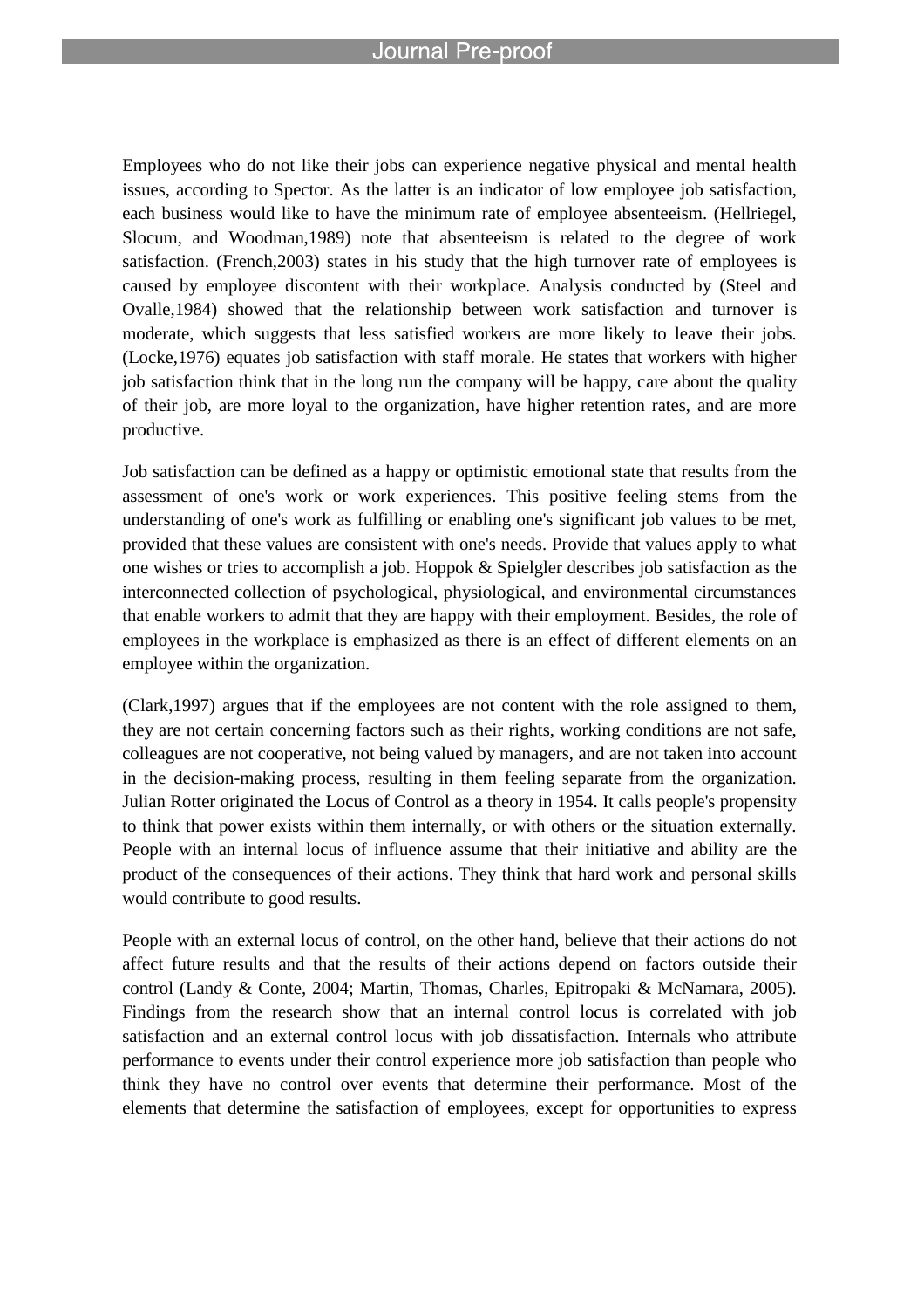Employees who do not like their jobs can experience negative physical and mental health issues, according to Spector. As the latter is an indicator of low employee job satisfaction, each business would like to have the minimum rate of employee absenteeism. (Hellriegel, Slocum, and Woodman,1989) note that absenteeism is related to the degree of work satisfaction. (French,2003) states in his study that the high turnover rate of employees is caused by employee discontent with their workplace. Analysis conducted by (Steel and Ovalle,1984) showed that the relationship between work satisfaction and turnover is moderate, which suggests that less satisfied workers are more likely to leave their jobs. (Locke,1976) equates job satisfaction with staff morale. He states that workers with higher job satisfaction think that in the long run the company will be happy, care about the quality of their job, are more loyal to the organization, have higher retention rates, and are more productive.

Job satisfaction can be defined as a happy or optimistic emotional state that results from the assessment of one's work or work experiences. This positive feeling stems from the understanding of one's work as fulfilling or enabling one's significant job values to be met, provided that these values are consistent with one's needs. Provide that values apply to what one wishes or tries to accomplish a job. Hoppok & Spielgler describes job satisfaction as the interconnected collection of psychological, physiological, and environmental circumstances that enable workers to admit that they are happy with their employment. Besides, the role of employees in the workplace is emphasized as there is an effect of different elements on an employee within the organization.

(Clark,1997) argues that if the employees are not content with the role assigned to them, they are not certain concerning factors such as their rights, working conditions are not safe, colleagues are not cooperative, not being valued by managers, and are not taken into account in the decision-making process, resulting in them feeling separate from the organization. Julian Rotter originated the Locus of Control as a theory in 1954. It calls people's propensity to think that power exists within them internally, or with others or the situation externally. People with an internal locus of influence assume that their initiative and ability are the product of the consequences of their actions. They think that hard work and personal skills would contribute to good results.

People with an external locus of control, on the other hand, believe that their actions do not affect future results and that the results of their actions depend on factors outside their control (Landy & Conte, 2004; Martin, Thomas, Charles, Epitropaki & McNamara, 2005). Findings from the research show that an internal control locus is correlated with job satisfaction and an external control locus with job dissatisfaction. Internals who attribute performance to events under their control experience more job satisfaction than people who think they have no control over events that determine their performance. Most of the elements that determine the satisfaction of employees, except for opportunities to express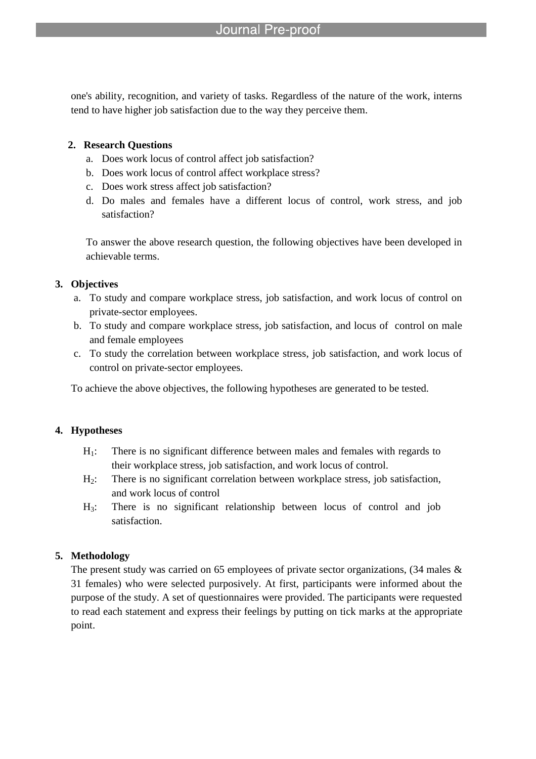one's ability, recognition, and variety of tasks. Regardless of the nature of the work, interns tend to have higher job satisfaction due to the way they perceive them.

## 2. Research Questions

a. Does work locus of control affect job satisfaction?
b. Does work locus of control affect workplace stress?
c. Does work stress affect job satisfaction?
d. Do males and females have a different locus of control, work stress, and job satisfaction?

To answer the above research question, the following objectives have been developed in achievable terms.

## 3. Objectives

a. To study and compare workplace stress, job satisfaction, and work locus of control on private-sector employees.
b. To study and compare workplace stress, job satisfaction, and locus of control on male and female employees
c. To study the correlation between workplace stress, job satisfaction, and work locus of control on private-sector employees.

To achieve the above objectives, the following hypotheses are generated to be tested.

## 4. Hypotheses

$H_1$: There is no significant difference between males and females with regards to their workplace stress, job satisfaction, and work locus of control.

$H_2$: There is no significant correlation between workplace stress, job satisfaction, and work locus of control

$H_3$: There is no significant relationship between locus of control and job satisfaction.

## 5. Methodology

The present study was carried on 65 employees of private sector organizations, (34 males & 31 females) who were selected purposively. At first, participants were informed about the purpose of the study. A set of questionnaires were provided. The participants were requested to read each statement and express their feelings by putting on tick marks at the appropriate point.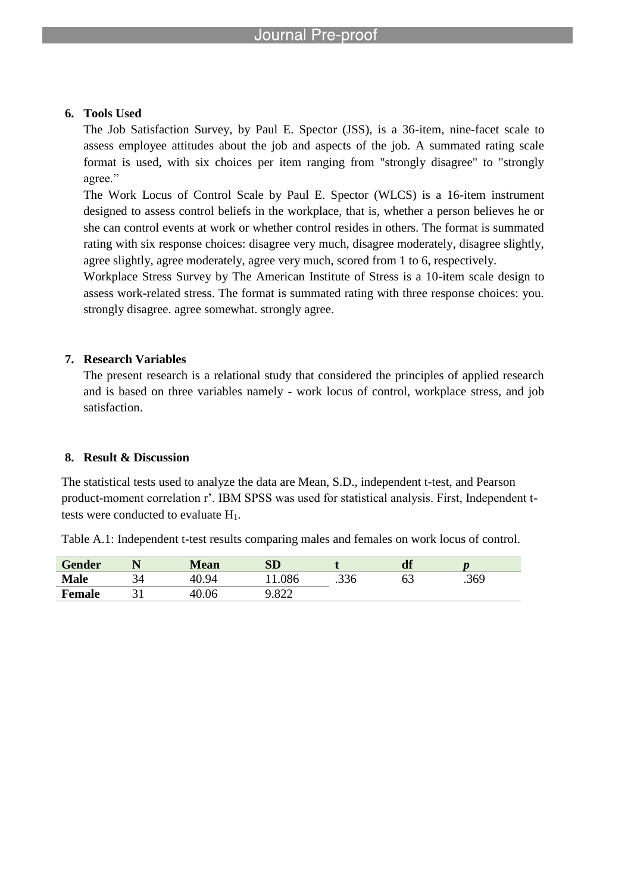## 6. Tools Used

The Job Satisfaction Survey, by Paul E. Spector (JSS), is a 36-item, nine-facet scale to assess employee attitudes about the job and aspects of the job. A summated rating scale format is used, with six choices per item ranging from "strongly disagree" to "strongly agree."

The Work Locus of Control Scale by Paul E. Spector (WLCS) is a 16-item instrument designed to assess control beliefs in the workplace, that is, whether a person believes he or she can control events at work or whether control resides in others. The format is summated rating with six response choices: disagree very much, disagree moderately, disagree slightly, agree slightly, agree moderately, agree very much, scored from 1 to 6, respectively.

Workplace Stress Survey by The American Institute of Stress is a 10-item scale design to assess work-related stress. The format is summated rating with three response choices: you. strongly disagree. agree somewhat. strongly agree.

## 7. Research Variables

The present research is a relational study that considered the principles of applied research and is based on three variables namely - work locus of control, workplace stress, and job satisfaction.

## 8. Result & Discussion

The statistical tests used to analyze the data are Mean, S.D., independent t-test, and Pearson product-moment correlation r'. IBM SPSS was used for statistical analysis. First, Independent t-tests were conducted to evaluate $H_1$.

Table A.1: Independent t-test results comparing males and females on work locus of control.

| Gender | N | Mean | SD | t | df | *p* |
|---|---|---|---|---|---|---|
| **Male** | 34 | 40.94 | 11.086 | .336 | 63 | .369 |
| **Female** | 31 | 40.06 | 9.822 | | | |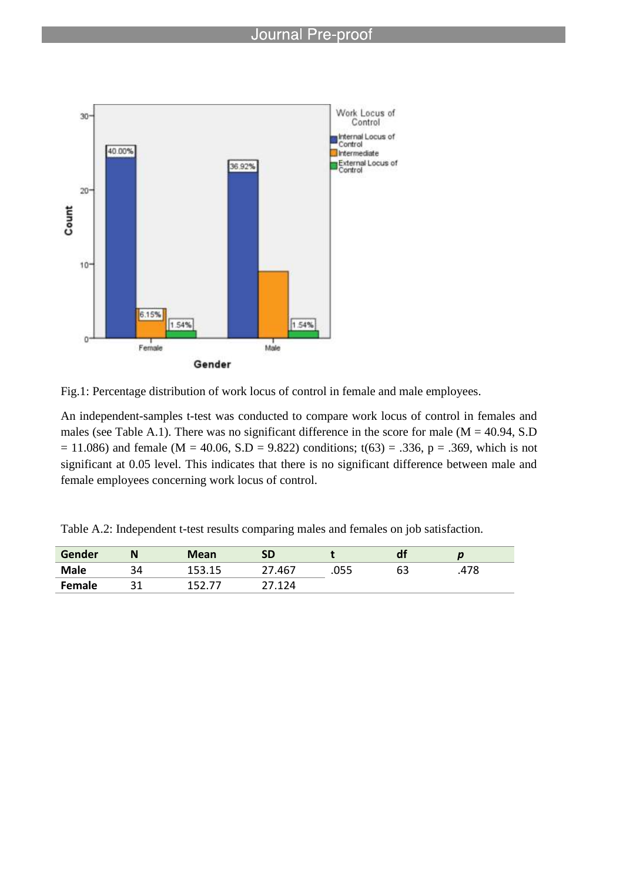Fig.1: Percentage distribution of work locus of control in female and male employees.

An independent-samples t-test was conducted to compare work locus of control in females and males (see Table A.1). There was no significant difference in the score for male (M = 40.94, S.D = 11.086) and female (M = 40.06, S.D = 9.822) conditions; t(63) = .336, p = .369, which is not significant at 0.05 level. This indicates that there is no significant difference between male and female employees concerning work locus of control.

Table A.2: Independent t-test results comparing males and females on job satisfaction.

| Gender | N | Mean | SD | t | df | *p* |
|---|---|---|---|---|---|---|
| **Male** | 34 | 153.15 | 27.467 | .055 | 63 | .478 |
| **Female** | 31 | 152.77 | 27.124 | | | |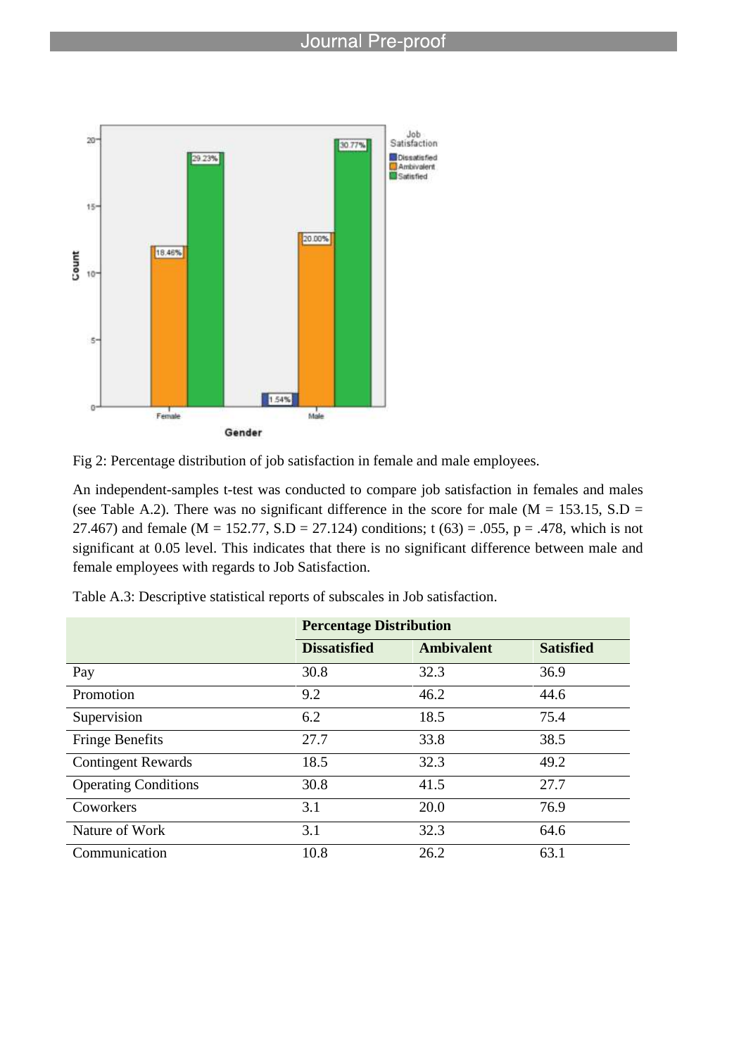Fig 2: Percentage distribution of job satisfaction in female and male employees.

An independent-samples t-test was conducted to compare job satisfaction in females and males (see Table A.2). There was no significant difference in the score for male (M = 153.15, S.D = 27.467) and female (M = 152.77, S.D = 27.124) conditions; t (63) = .055, p = .478, which is not significant at 0.05 level. This indicates that there is no significant difference between male and female employees with regards to Job Satisfaction.

Table A.3: Descriptive statistical reports of subscales in Job satisfaction.

| | **Percentage Distribution** | | |
|---|---|---|---|
| | **Dissatisfied** | **Ambivalent** | **Satisfied** |
| Pay | 30.8 | 32.3 | 36.9 |
| Promotion | 9.2 | 46.2 | 44.6 |
| Supervision | 6.2 | 18.5 | 75.4 |
| Fringe Benefits | 27.7 | 33.8 | 38.5 |
| Contingent Rewards | 18.5 | 32.3 | 49.2 |
| Operating Conditions | 30.8 | 41.5 | 27.7 |
| Coworkers | 3.1 | 20.0 | 76.9 |
| Nature of Work | 3.1 | 32.3 | 64.6 |
| Communication | 10.8 | 26.2 | 63.1 |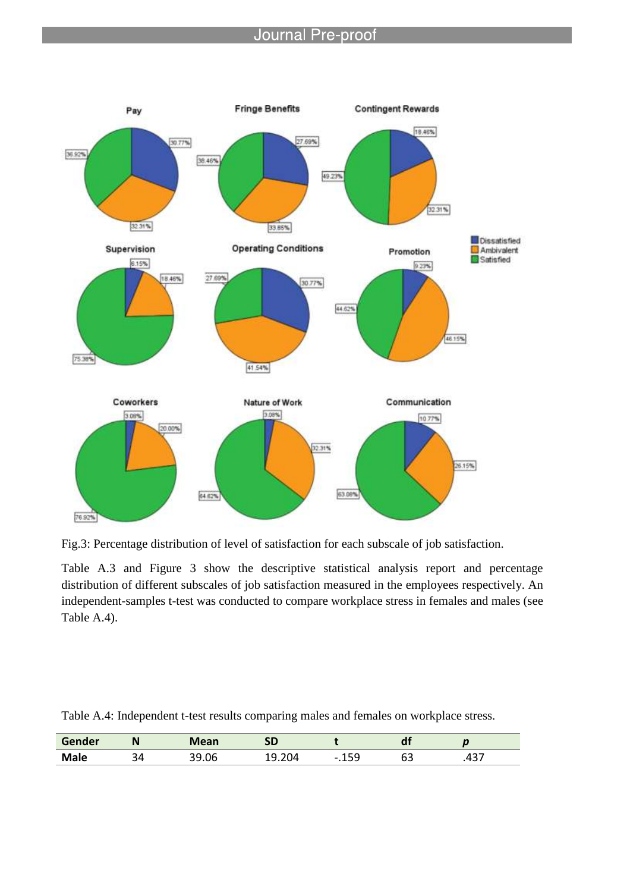Fig.3: Percentage distribution of level of satisfaction for each subscale of job satisfaction.

Table A.3 and Figure 3 show the descriptive statistical analysis report and percentage distribution of different subscales of job satisfaction measured in the employees respectively. An independent-samples t-test was conducted to compare workplace stress in females and males (see Table A.4).

Table A.4: Independent t-test results comparing males and females on workplace stress.

| Gender | N | Mean | SD | t | df | *p* |
|---|---|---|---|---|---|---|
| **Male** | 34 | 39.06 | 19.204 | -.159 | 63 | .437 |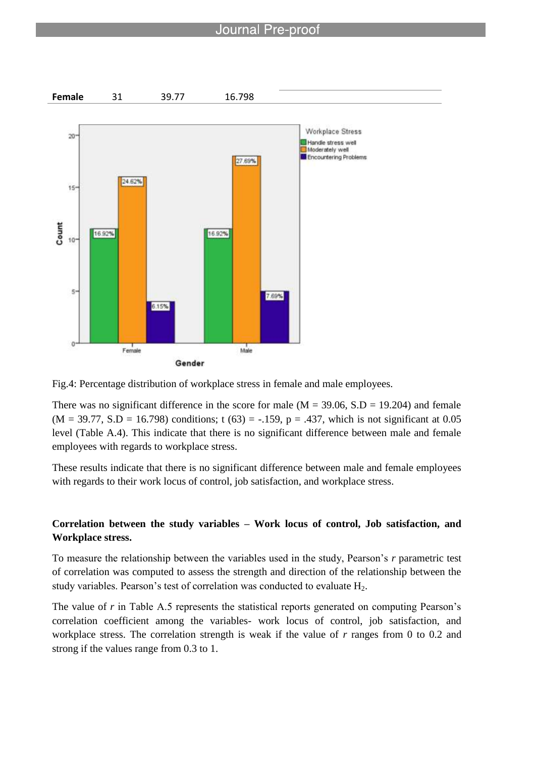| Female | 31 | 39.77 | 16.798 | |
|---|---|---|---|---|

Fig.4: Percentage distribution of workplace stress in female and male employees.

There was no significant difference in the score for male (M = 39.06, S.D = 19.204) and female (M = 39.77, S.D = 16.798) conditions; t (63) = -.159, p = .437, which is not significant at 0.05 level (Table A.4). This indicate that there is no significant difference between male and female employees with regards to workplace stress.

These results indicate that there is no significant difference between male and female employees with regards to their work locus of control, job satisfaction, and workplace stress.

**Correlation between the study variables – Work locus of control, Job satisfaction, and Workplace stress.**

To measure the relationship between the variables used in the study, Pearson's *r* parametric test of correlation was computed to assess the strength and direction of the relationship between the study variables. Pearson's test of correlation was conducted to evaluate $H_2$.

The value of *r* in Table A.5 represents the statistical reports generated on computing Pearson's correlation coefficient among the variables- work locus of control, job satisfaction, and workplace stress. The correlation strength is weak if the value of *r* ranges from 0 to 0.2 and strong if the values range from 0.3 to 1.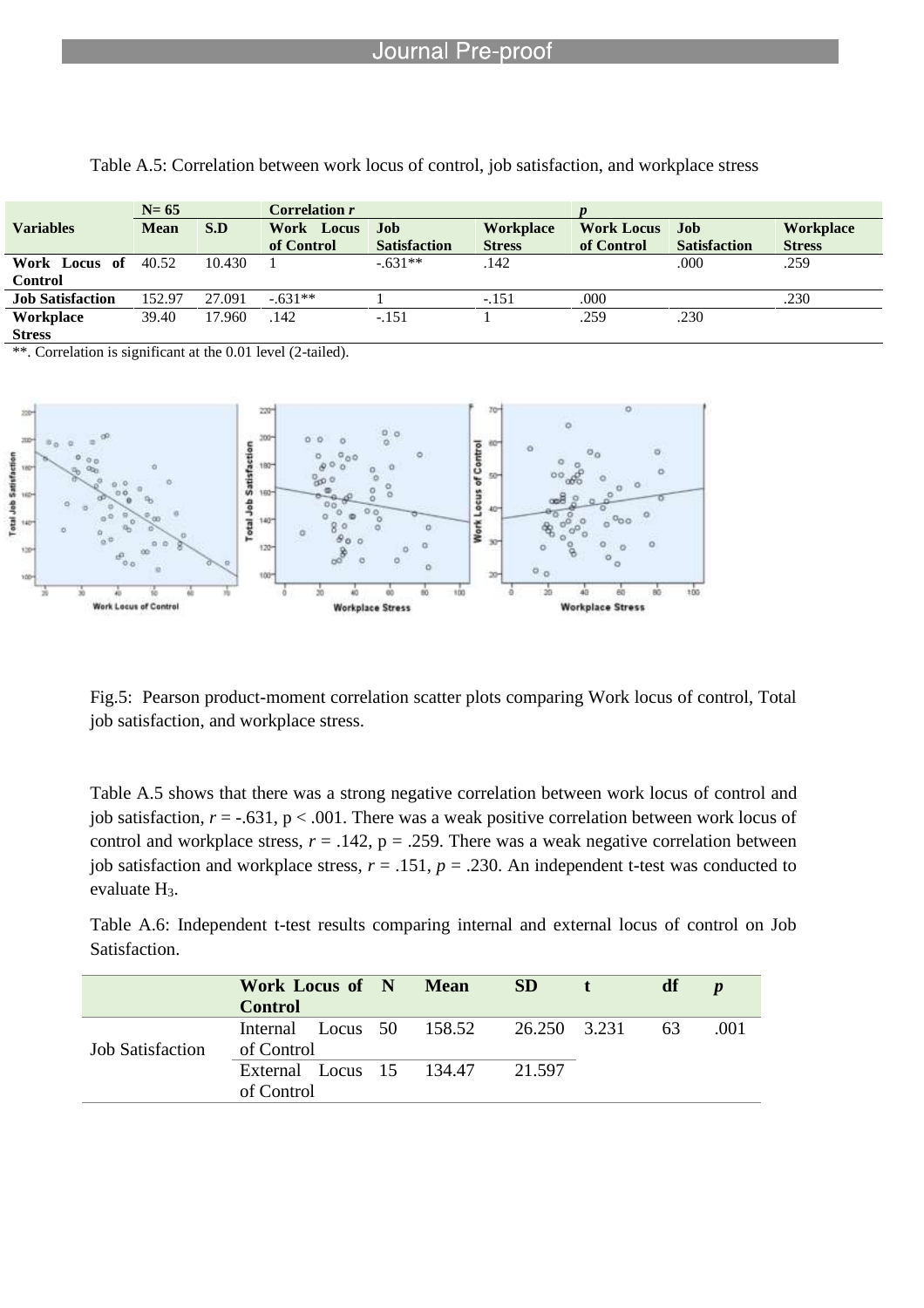Table A.5: Correlation between work locus of control, job satisfaction, and workplace stress

| Variables | N= 65 | | Correlation *r* | | | *p* | | |
|---|---|---|---|---|---|---|---|---|
| | **Mean** | **S.D** | **Work Locus of Control** | **Job Satisfaction** | **Workplace Stress** | **Work Locus of Control** | **Job Satisfaction** | **Workplace Stress** |
| **Work Locus of Control** | 40.52 | 10.430 | 1 | -.631** | .142 | | .000 | .259 |
| **Job Satisfaction** | 152.97 | 27.091 | -.631** | 1 | -.151 | .000 | | .230 |
| **Workplace Stress** | 39.40 | 17.960 | .142 | -.151 | 1 | .259 | .230 | |

**. Correlation is significant at the 0.01 level (2-tailed).

Fig.5: Pearson product-moment correlation scatter plots comparing Work locus of control, Total job satisfaction, and workplace stress.

Table A.5 shows that there was a strong negative correlation between work locus of control and job satisfaction, $r = -.631$, $p < .001$. There was a weak positive correlation between work locus of control and workplace stress, $r = .142$, $p = .259$. There was a weak negative correlation between job satisfaction and workplace stress, $r = .151$, $p = .230$. An independent t-test was conducted to evaluate $H_3$.

Table A.6: Independent t-test results comparing internal and external locus of control on Job Satisfaction.

| | Work Locus of Control | N | Mean | SD | t | df | *p* |
|---|---|---|---|---|---|---|---|
| Job Satisfaction | Internal Locus of Control | 50 | 158.52 | 26.250 | 3.231 | 63 | .001 |
| | External Locus of Control | 15 | 134.47 | 21.597 | | | |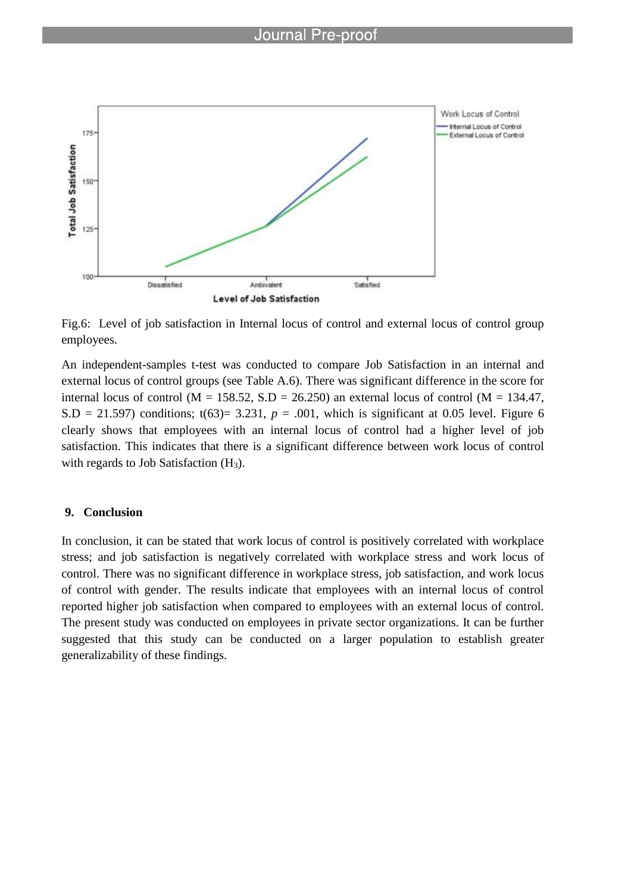Fig.6: Level of job satisfaction in Internal locus of control and external locus of control group employees.

An independent-samples t-test was conducted to compare Job Satisfaction in an internal and external locus of control groups (see Table A.6). There was significant difference in the score for internal locus of control (M = 158.52, S.D = 26.250) an external locus of control (M = 134.47, S.D = 21.597) conditions; $t(63) = 3.231$, $p = .001$, which is significant at 0.05 level. Figure 6 clearly shows that employees with an internal locus of control had a higher level of job satisfaction. This indicates that there is a significant difference between work locus of control with regards to Job Satisfaction ($H_3$).

## 9. Conclusion

In conclusion, it can be stated that work locus of control is positively correlated with workplace stress; and job satisfaction is negatively correlated with workplace stress and work locus of control. There was no significant difference in workplace stress, job satisfaction, and work locus of control with gender. The results indicate that employees with an internal locus of control reported higher job satisfaction when compared to employees with an external locus of control. The present study was conducted on employees in private sector organizations. It can be further suggested that this study can be conducted on a larger population to establish greater generalizability of these findings.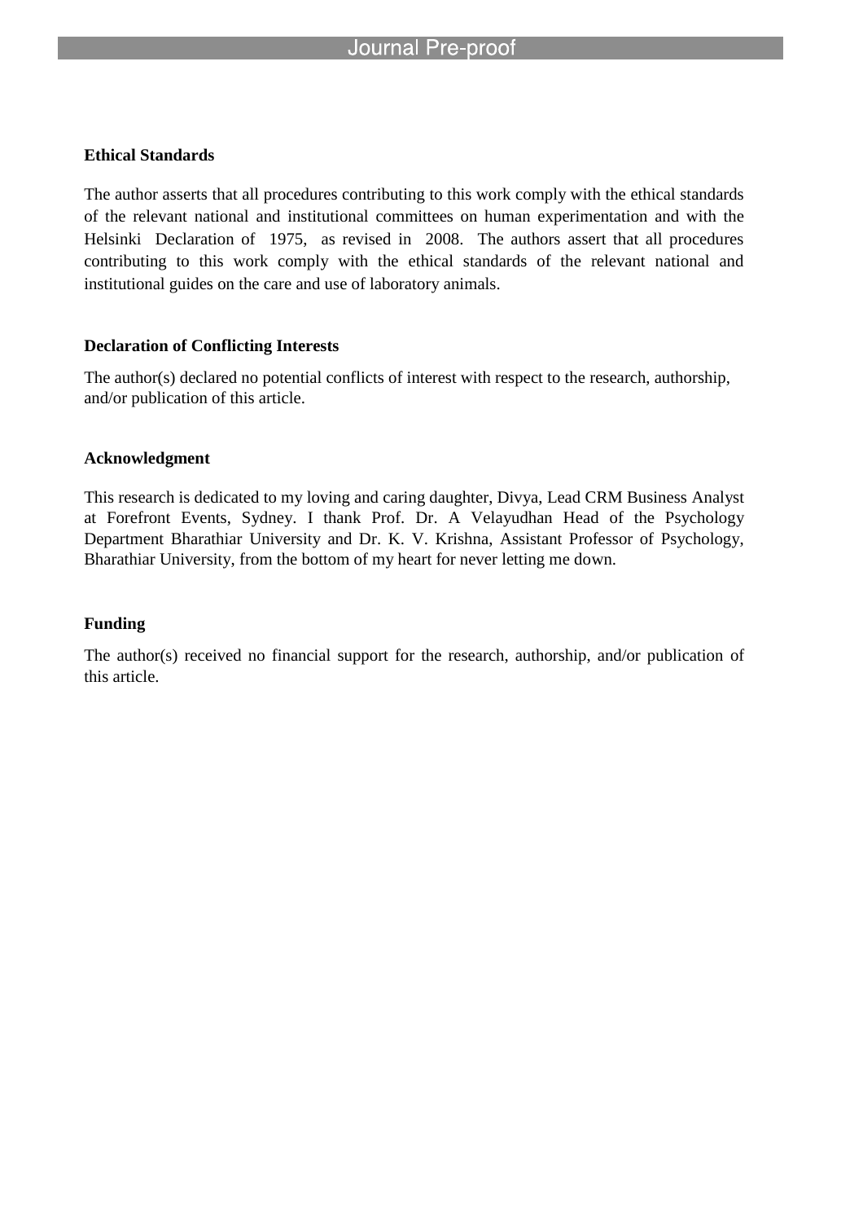## Ethical Standards

The author asserts that all procedures contributing to this work comply with the ethical standards of the relevant national and institutional committees on human experimentation and with the Helsinki Declaration of 1975, as revised in 2008. The authors assert that all procedures contributing to this work comply with the ethical standards of the relevant national and institutional guides on the care and use of laboratory animals.

## Declaration of Conflicting Interests

The author(s) declared no potential conflicts of interest with respect to the research, authorship, and/or publication of this article.

## Acknowledgment

This research is dedicated to my loving and caring daughter, Divya, Lead CRM Business Analyst at Forefront Events, Sydney. I thank Prof. Dr. A Velayudhan Head of the Psychology Department Bharathiar University and Dr. K. V. Krishna, Assistant Professor of Psychology, Bharathiar University, from the bottom of my heart for never letting me down.

## Funding

The author(s) received no financial support for the research, authorship, and/or publication of this article.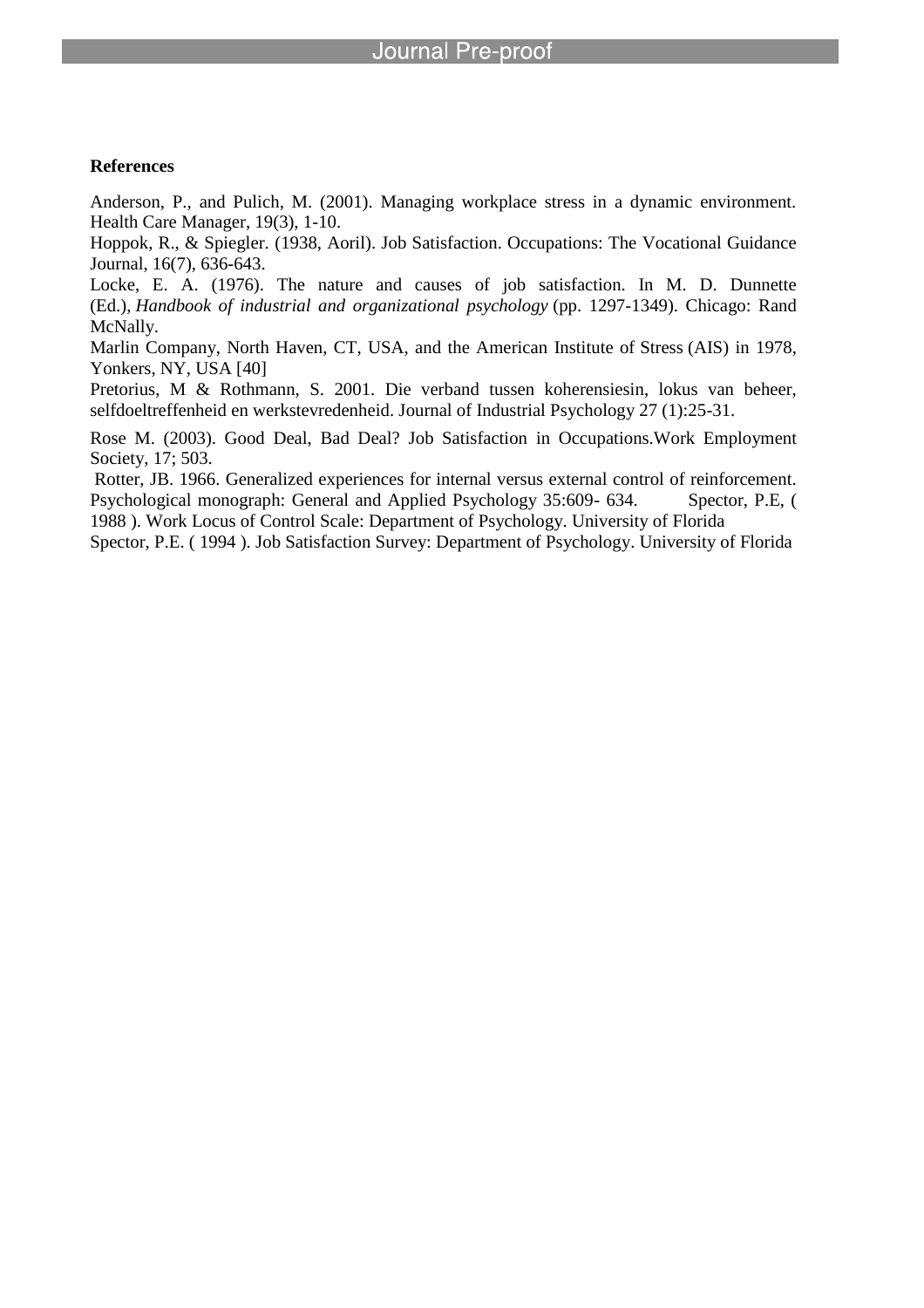**References**

Anderson, P., and Pulich, M. (2001). Managing workplace stress in a dynamic environment. Health Care Manager, 19(3), 1-10.

Hoppok, R., & Spiegler. (1938, Aoril). Job Satisfaction. Occupations: The Vocational Guidance Journal, 16(7), 636-643.

Locke, E. A. (1976). The nature and causes of job satisfaction. In M. D. Dunnette (Ed.), *Handbook of industrial and organizational psychology* (pp. 1297-1349). Chicago: Rand McNally.

Marlin Company, North Haven, CT, USA, and the American Institute of Stress (AIS) in 1978, Yonkers, NY, USA [40]

Pretorius, M & Rothmann, S. 2001. Die verband tussen koherensiesin, lokus van beheer, selfdoeltreffenheid en werkstevredenheid. Journal of Industrial Psychology 27 (1):25-31.

Rose M. (2003). Good Deal, Bad Deal? Job Satisfaction in Occupations.Work Employment Society, 17; 503.

Rotter, JB. 1966. Generalized experiences for internal versus external control of reinforcement. Psychological monograph: General and Applied Psychology 35:609- 634. Spector, P.E, ( 1988 ). Work Locus of Control Scale: Department of Psychology. University of Florida

Spector, P.E. ( 1994 ). Job Satisfaction Survey: Department of Psychology. University of Florida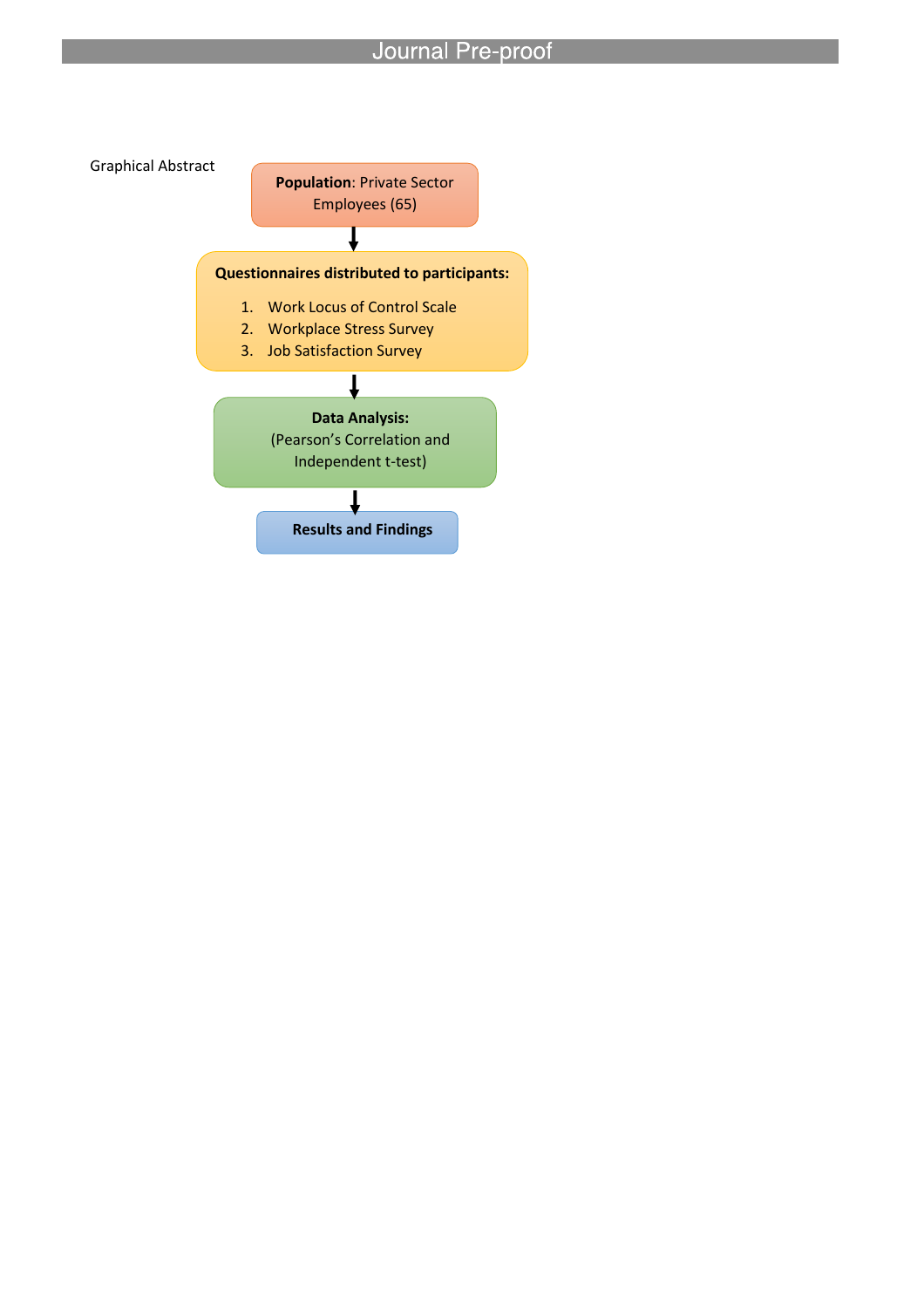Graphical Abstract

**Population**: Private Sector Employees (65)

**Questionnaires distributed to participants:**

1. Work Locus of Control Scale
2. Workplace Stress Survey
3. Job Satisfaction Survey

**Data Analysis:**
(Pearson's Correlation and Independent t-test)

**Results and Findings**